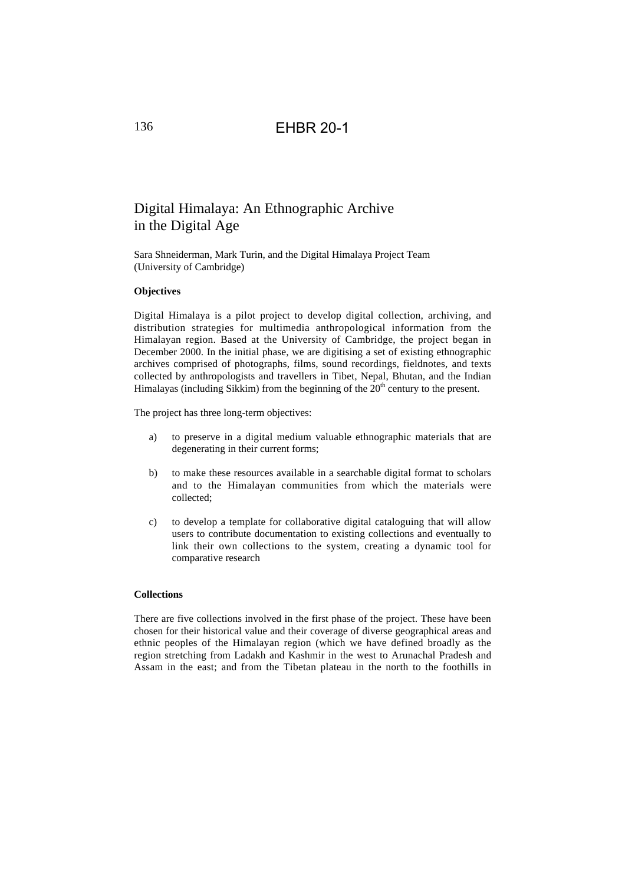# Digital Himalaya: An Ethnographic Archive in the Digital Age

Sara Shneiderman, Mark Turin, and the Digital Himalaya Project Team
(University of Cambridge)

### Objectives

Digital Himalaya is a pilot project to develop digital collection, archiving, and distribution strategies for multimedia anthropological information from the Himalayan region. Based at the University of Cambridge, the project began in December 2000. In the initial phase, we are digitising a set of existing ethnographic archives comprised of photographs, films, sound recordings, fieldnotes, and texts collected by anthropologists and travellers in Tibet, Nepal, Bhutan, and the Indian Himalayas (including Sikkim) from the beginning of the 20th century to the present.

The project has three long-term objectives:

a) to preserve in a digital medium valuable ethnographic materials that are degenerating in their current forms;

b) to make these resources available in a searchable digital format to scholars and to the Himalayan communities from which the materials were collected;

c) to develop a template for collaborative digital cataloguing that will allow users to contribute documentation to existing collections and eventually to link their own collections to the system, creating a dynamic tool for comparative research

### Collections

There are five collections involved in the first phase of the project. These have been chosen for their historical value and their coverage of diverse geographical areas and ethnic peoples of the Himalayan region (which we have defined broadly as the region stretching from Ladakh and Kashmir in the west to Arunachal Pradesh and Assam in the east; and from the Tibetan plateau in the north to the foothills in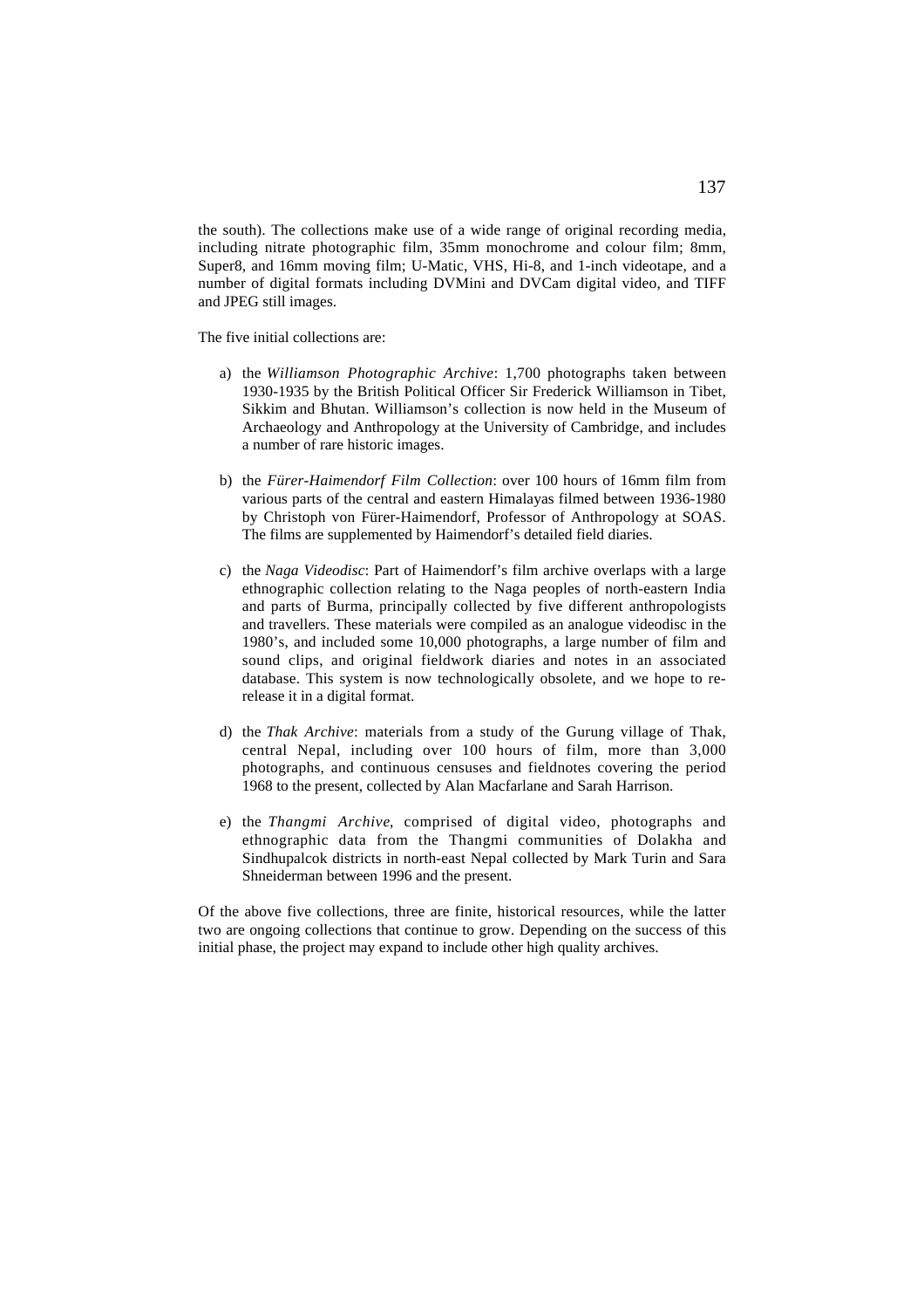the south). The collections make use of a wide range of original recording media, including nitrate photographic film, 35mm monochrome and colour film; 8mm, Super8, and 16mm moving film; U-Matic, VHS, Hi-8, and 1-inch videotape, and a number of digital formats including DVMini and DVCam digital video, and TIFF and JPEG still images.

The five initial collections are:

a) the *Williamson Photographic Archive*: 1,700 photographs taken between 1930-1935 by the British Political Officer Sir Frederick Williamson in Tibet, Sikkim and Bhutan. Williamson's collection is now held in the Museum of Archaeology and Anthropology at the University of Cambridge, and includes a number of rare historic images.

b) the *Fürer-Haimendorf Film Collection*: over 100 hours of 16mm film from various parts of the central and eastern Himalayas filmed between 1936-1980 by Christoph von Fürer-Haimendorf, Professor of Anthropology at SOAS. The films are supplemented by Haimendorf's detailed field diaries.

c) the *Naga Videodisc*: Part of Haimendorf's film archive overlaps with a large ethnographic collection relating to the Naga peoples of north-eastern India and parts of Burma, principally collected by five different anthropologists and travellers. These materials were compiled as an analogue videodisc in the 1980's, and included some 10,000 photographs, a large number of film and sound clips, and original fieldwork diaries and notes in an associated database. This system is now technologically obsolete, and we hope to re-release it in a digital format.

d) the *Thak Archive*: materials from a study of the Gurung village of Thak, central Nepal, including over 100 hours of film, more than 3,000 photographs, and continuous censuses and fieldnotes covering the period 1968 to the present, collected by Alan Macfarlane and Sarah Harrison.

e) the *Thangmi Archive*, comprised of digital video, photographs and ethnographic data from the Thangmi communities of Dolakha and Sindhupalcok districts in north-east Nepal collected by Mark Turin and Sara Shneiderman between 1996 and the present.

Of the above five collections, three are finite, historical resources, while the latter two are ongoing collections that continue to grow. Depending on the success of this initial phase, the project may expand to include other high quality archives.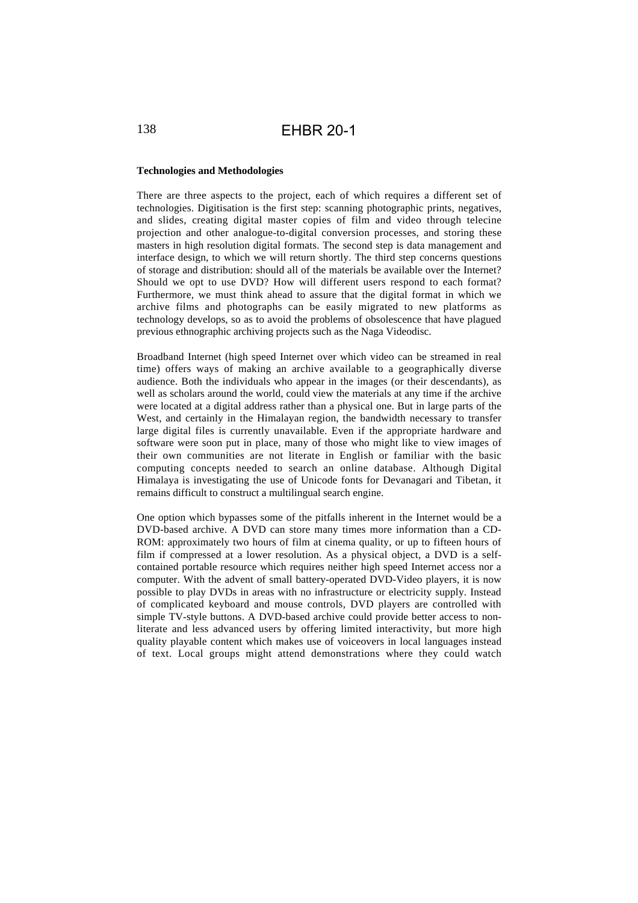**Technologies and Methodologies**

There are three aspects to the project, each of which requires a different set of technologies. Digitisation is the first step: scanning photographic prints, negatives, and slides, creating digital master copies of film and video through telecine projection and other analogue-to-digital conversion processes, and storing these masters in high resolution digital formats. The second step is data management and interface design, to which we will return shortly. The third step concerns questions of storage and distribution: should all of the materials be available over the Internet? Should we opt to use DVD? How will different users respond to each format? Furthermore, we must think ahead to assure that the digital format in which we archive films and photographs can be easily migrated to new platforms as technology develops, so as to avoid the problems of obsolescence that have plagued previous ethnographic archiving projects such as the Naga Videodisc.

Broadband Internet (high speed Internet over which video can be streamed in real time) offers ways of making an archive available to a geographically diverse audience. Both the individuals who appear in the images (or their descendants), as well as scholars around the world, could view the materials at any time if the archive were located at a digital address rather than a physical one. But in large parts of the West, and certainly in the Himalayan region, the bandwidth necessary to transfer large digital files is currently unavailable. Even if the appropriate hardware and software were soon put in place, many of those who might like to view images of their own communities are not literate in English or familiar with the basic computing concepts needed to search an online database. Although Digital Himalaya is investigating the use of Unicode fonts for Devanagari and Tibetan, it remains difficult to construct a multilingual search engine.

One option which bypasses some of the pitfalls inherent in the Internet would be a DVD-based archive. A DVD can store many times more information than a CD-ROM: approximately two hours of film at cinema quality, or up to fifteen hours of film if compressed at a lower resolution. As a physical object, a DVD is a self-contained portable resource which requires neither high speed Internet access nor a computer. With the advent of small battery-operated DVD-Video players, it is now possible to play DVDs in areas with no infrastructure or electricity supply. Instead of complicated keyboard and mouse controls, DVD players are controlled with simple TV-style buttons. A DVD-based archive could provide better access to non-literate and less advanced users by offering limited interactivity, but more high quality playable content which makes use of voiceovers in local languages instead of text. Local groups might attend demonstrations where they could watch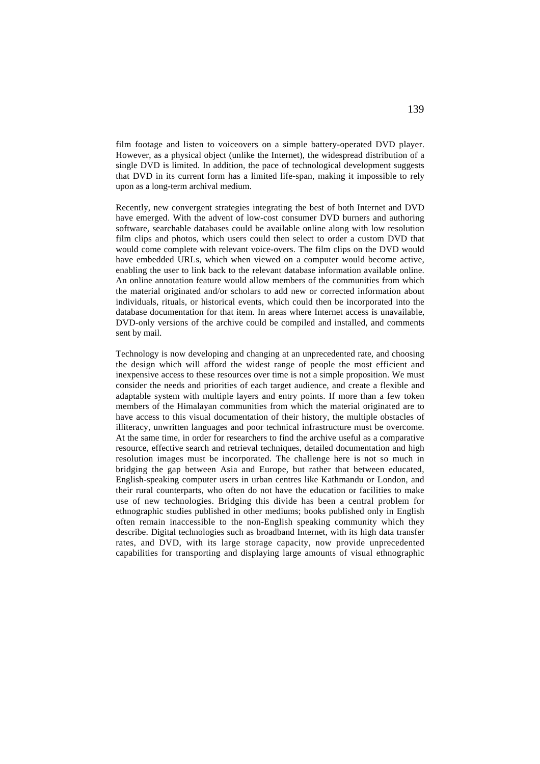film footage and listen to voiceovers on a simple battery-operated DVD player. However, as a physical object (unlike the Internet), the widespread distribution of a single DVD is limited. In addition, the pace of technological development suggests that DVD in its current form has a limited life-span, making it impossible to rely upon as a long-term archival medium.

Recently, new convergent strategies integrating the best of both Internet and DVD have emerged. With the advent of low-cost consumer DVD burners and authoring software, searchable databases could be available online along with low resolution film clips and photos, which users could then select to order a custom DVD that would come complete with relevant voice-overs. The film clips on the DVD would have embedded URLs, which when viewed on a computer would become active, enabling the user to link back to the relevant database information available online. An online annotation feature would allow members of the communities from which the material originated and/or scholars to add new or corrected information about individuals, rituals, or historical events, which could then be incorporated into the database documentation for that item. In areas where Internet access is unavailable, DVD-only versions of the archive could be compiled and installed, and comments sent by mail.

Technology is now developing and changing at an unprecedented rate, and choosing the design which will afford the widest range of people the most efficient and inexpensive access to these resources over time is not a simple proposition. We must consider the needs and priorities of each target audience, and create a flexible and adaptable system with multiple layers and entry points. If more than a few token members of the Himalayan communities from which the material originated are to have access to this visual documentation of their history, the multiple obstacles of illiteracy, unwritten languages and poor technical infrastructure must be overcome. At the same time, in order for researchers to find the archive useful as a comparative resource, effective search and retrieval techniques, detailed documentation and high resolution images must be incorporated. The challenge here is not so much in bridging the gap between Asia and Europe, but rather that between educated, English-speaking computer users in urban centres like Kathmandu or London, and their rural counterparts, who often do not have the education or facilities to make use of new technologies. Bridging this divide has been a central problem for ethnographic studies published in other mediums; books published only in English often remain inaccessible to the non-English speaking community which they describe. Digital technologies such as broadband Internet, with its high data transfer rates, and DVD, with its large storage capacity, now provide unprecedented capabilities for transporting and displaying large amounts of visual ethnographic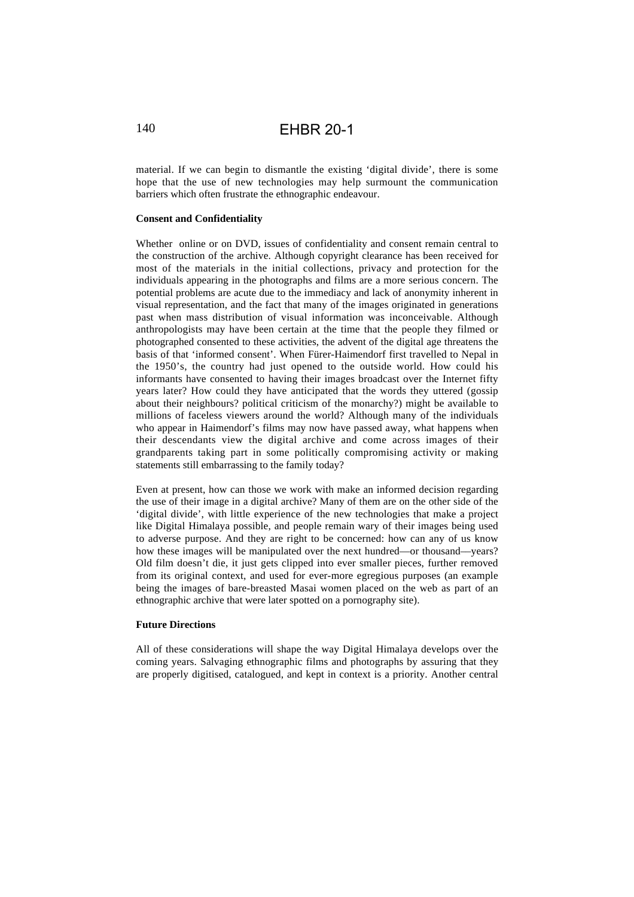material. If we can begin to dismantle the existing 'digital divide', there is some hope that the use of new technologies may help surmount the communication barriers which often frustrate the ethnographic endeavour.

**Consent and Confidentiality**

Whether online or on DVD, issues of confidentiality and consent remain central to the construction of the archive. Although copyright clearance has been received for most of the materials in the initial collections, privacy and protection for the individuals appearing in the photographs and films are a more serious concern. The potential problems are acute due to the immediacy and lack of anonymity inherent in visual representation, and the fact that many of the images originated in generations past when mass distribution of visual information was inconceivable. Although anthropologists may have been certain at the time that the people they filmed or photographed consented to these activities, the advent of the digital age threatens the basis of that 'informed consent'. When Fürer-Haimendorf first travelled to Nepal in the 1950's, the country had just opened to the outside world. How could his informants have consented to having their images broadcast over the Internet fifty years later? How could they have anticipated that the words they uttered (gossip about their neighbours? political criticism of the monarchy?) might be available to millions of faceless viewers around the world? Although many of the individuals who appear in Haimendorf's films may now have passed away, what happens when their descendants view the digital archive and come across images of their grandparents taking part in some politically compromising activity or making statements still embarrassing to the family today?

Even at present, how can those we work with make an informed decision regarding the use of their image in a digital archive? Many of them are on the other side of the 'digital divide', with little experience of the new technologies that make a project like Digital Himalaya possible, and people remain wary of their images being used to adverse purpose. And they are right to be concerned: how can any of us know how these images will be manipulated over the next hundred—or thousand—years? Old film doesn't die, it just gets clipped into ever smaller pieces, further removed from its original context, and used for ever-more egregious purposes (an example being the images of bare-breasted Masai women placed on the web as part of an ethnographic archive that were later spotted on a pornography site).

**Future Directions**

All of these considerations will shape the way Digital Himalaya develops over the coming years. Salvaging ethnographic films and photographs by assuring that they are properly digitised, catalogued, and kept in context is a priority. Another central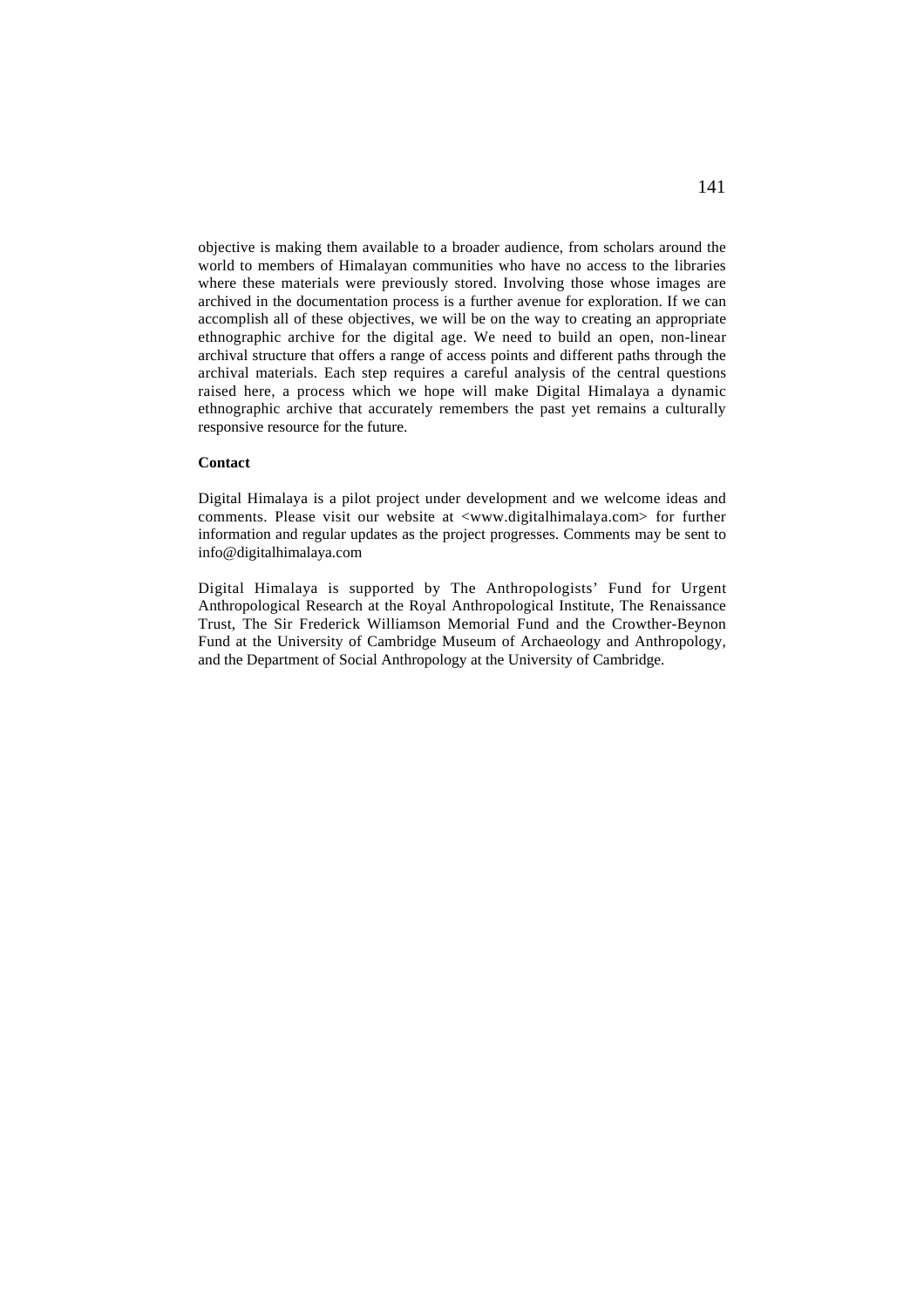objective is making them available to a broader audience, from scholars around the world to members of Himalayan communities who have no access to the libraries where these materials were previously stored. Involving those whose images are archived in the documentation process is a further avenue for exploration. If we can accomplish all of these objectives, we will be on the way to creating an appropriate ethnographic archive for the digital age. We need to build an open, non-linear archival structure that offers a range of access points and different paths through the archival materials. Each step requires a careful analysis of the central questions raised here, a process which we hope will make Digital Himalaya a dynamic ethnographic archive that accurately remembers the past yet remains a culturally responsive resource for the future.

**Contact**

Digital Himalaya is a pilot project under development and we welcome ideas and comments. Please visit our website at <www.digitalhimalaya.com> for further information and regular updates as the project progresses. Comments may be sent to info@digitalhimalaya.com

Digital Himalaya is supported by The Anthropologists' Fund for Urgent Anthropological Research at the Royal Anthropological Institute, The Renaissance Trust, The Sir Frederick Williamson Memorial Fund and the Crowther-Beynon Fund at the University of Cambridge Museum of Archaeology and Anthropology, and the Department of Social Anthropology at the University of Cambridge.